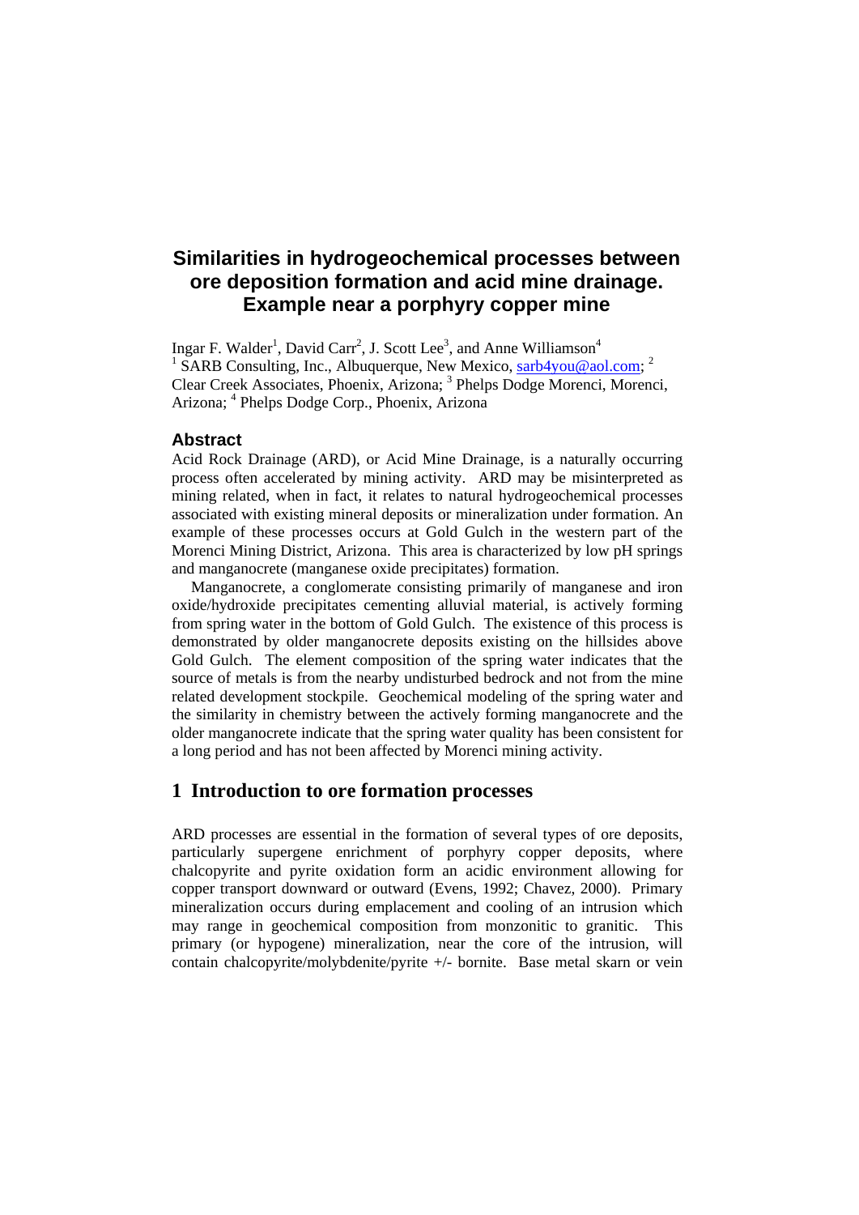# Similarities in hydrogeochemical processes between ore deposition formation and acid mine drainage. Example near a porphyry copper mine

Ingar F. Walder[1], David Carr[2], J. Scott Lee[3], and Anne Williamson[4]
[1] SARB Consulting, Inc., Albuquerque, New Mexico, sarb4you@aol.com; [2] Clear Creek Associates, Phoenix, Arizona; [3] Phelps Dodge Morenci, Morenci, Arizona; [4] Phelps Dodge Corp., Phoenix, Arizona

### Abstract

Acid Rock Drainage (ARD), or Acid Mine Drainage, is a naturally occurring process often accelerated by mining activity. ARD may be misinterpreted as mining related, when in fact, it relates to natural hydrogeochemical processes associated with existing mineral deposits or mineralization under formation. An example of these processes occurs at Gold Gulch in the western part of the Morenci Mining District, Arizona. This area is characterized by low pH springs and manganocrete (manganese oxide precipitates) formation.

Manganocrete, a conglomerate consisting primarily of manganese and iron oxide/hydroxide precipitates cementing alluvial material, is actively forming from spring water in the bottom of Gold Gulch. The existence of this process is demonstrated by older manganocrete deposits existing on the hillsides above Gold Gulch. The element composition of the spring water indicates that the source of metals is from the nearby undisturbed bedrock and not from the mine related development stockpile. Geochemical modeling of the spring water and the similarity in chemistry between the actively forming manganocrete and the older manganocrete indicate that the spring water quality has been consistent for a long period and has not been affected by Morenci mining activity.

## 1 Introduction to ore formation processes

ARD processes are essential in the formation of several types of ore deposits, particularly supergene enrichment of porphyry copper deposits, where chalcopyrite and pyrite oxidation form an acidic environment allowing for copper transport downward or outward (Evens, 1992; Chavez, 2000). Primary mineralization occurs during emplacement and cooling of an intrusion which may range in geochemical composition from monzonitic to granitic. This primary (or hypogene) mineralization, near the core of the intrusion, will contain chalcopyrite/molybdenite/pyrite +/- bornite. Base metal skarn or vein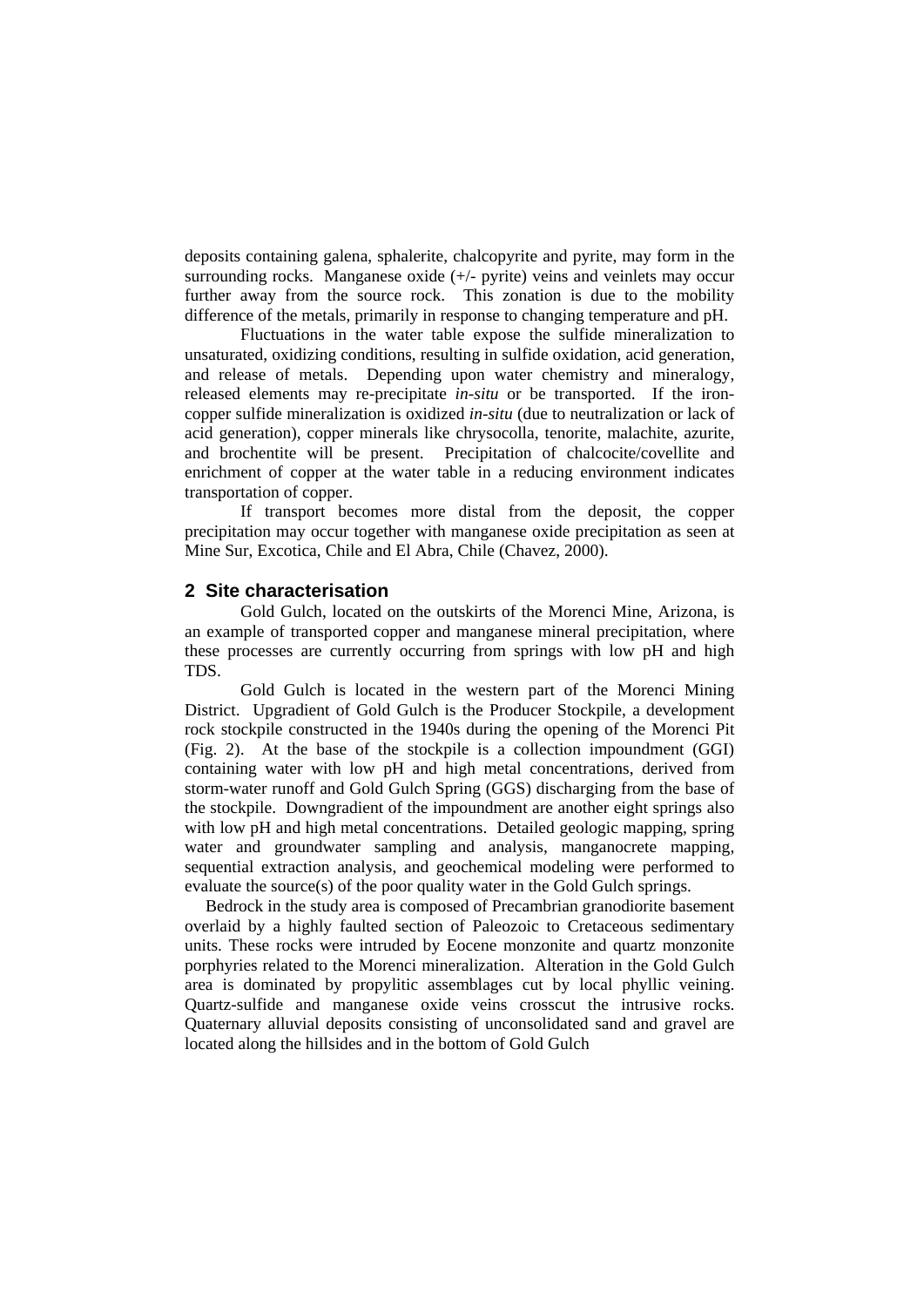deposits containing galena, sphalerite, chalcopyrite and pyrite, may form in the surrounding rocks. Manganese oxide (+/- pyrite) veins and veinlets may occur further away from the source rock. This zonation is due to the mobility difference of the metals, primarily in response to changing temperature and pH.

Fluctuations in the water table expose the sulfide mineralization to unsaturated, oxidizing conditions, resulting in sulfide oxidation, acid generation, and release of metals. Depending upon water chemistry and mineralogy, released elements may re-precipitate *in-situ* or be transported. If the iron-copper sulfide mineralization is oxidized *in-situ* (due to neutralization or lack of acid generation), copper minerals like chrysocolla, tenorite, malachite, azurite, and brochentite will be present. Precipitation of chalcocite/covellite and enrichment of copper at the water table in a reducing environment indicates transportation of copper.

If transport becomes more distal from the deposit, the copper precipitation may occur together with manganese oxide precipitation as seen at Mine Sur, Excotica, Chile and El Abra, Chile (Chavez, 2000).

## 2 Site characterisation

Gold Gulch, located on the outskirts of the Morenci Mine, Arizona, is an example of transported copper and manganese mineral precipitation, where these processes are currently occurring from springs with low pH and high TDS.

Gold Gulch is located in the western part of the Morenci Mining District. Upgradient of Gold Gulch is the Producer Stockpile, a development rock stockpile constructed in the 1940s during the opening of the Morenci Pit (Fig. 2). At the base of the stockpile is a collection impoundment (GGI) containing water with low pH and high metal concentrations, derived from storm-water runoff and Gold Gulch Spring (GGS) discharging from the base of the stockpile. Downgradient of the impoundment are another eight springs also with low pH and high metal concentrations. Detailed geologic mapping, spring water and groundwater sampling and analysis, manganocrete mapping, sequential extraction analysis, and geochemical modeling were performed to evaluate the source(s) of the poor quality water in the Gold Gulch springs.

Bedrock in the study area is composed of Precambrian granodiorite basement overlaid by a highly faulted section of Paleozoic to Cretaceous sedimentary units. These rocks were intruded by Eocene monzonite and quartz monzonite porphyries related to the Morenci mineralization. Alteration in the Gold Gulch area is dominated by propylitic assemblages cut by local phyllic veining. Quartz-sulfide and manganese oxide veins crosscut the intrusive rocks. Quaternary alluvial deposits consisting of unconsolidated sand and gravel are located along the hillsides and in the bottom of Gold Gulch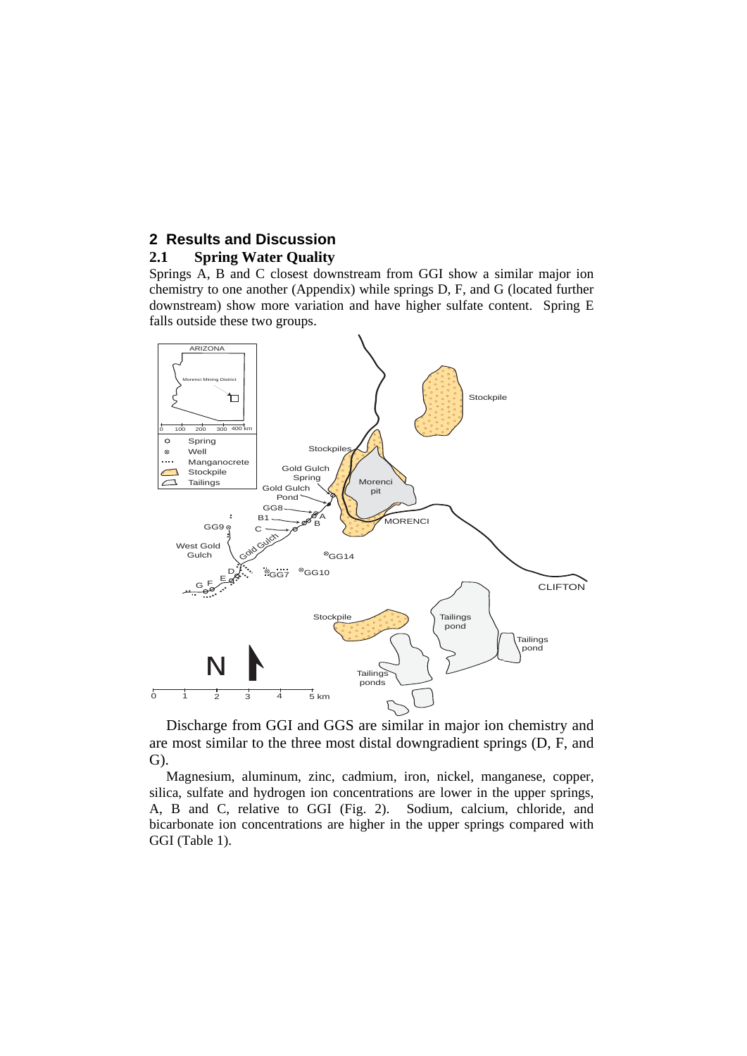# 2 Results and Discussion

## 2.1 Spring Water Quality

Springs A, B and C closest downstream from GGI show a similar major ion chemistry to one another (Appendix) while springs D, F, and G (located further downstream) show more variation and have higher sulfate content. Spring E falls outside these two groups.

Discharge from GGI and GGS are similar in major ion chemistry and are most similar to the three most distal downgradient springs (D, F, and G).

Magnesium, aluminum, zinc, cadmium, iron, nickel, manganese, copper, silica, sulfate and hydrogen ion concentrations are lower in the upper springs, A, B and C, relative to GGI (Fig. 2). Sodium, calcium, chloride, and bicarbonate ion concentrations are higher in the upper springs compared with GGI (Table 1).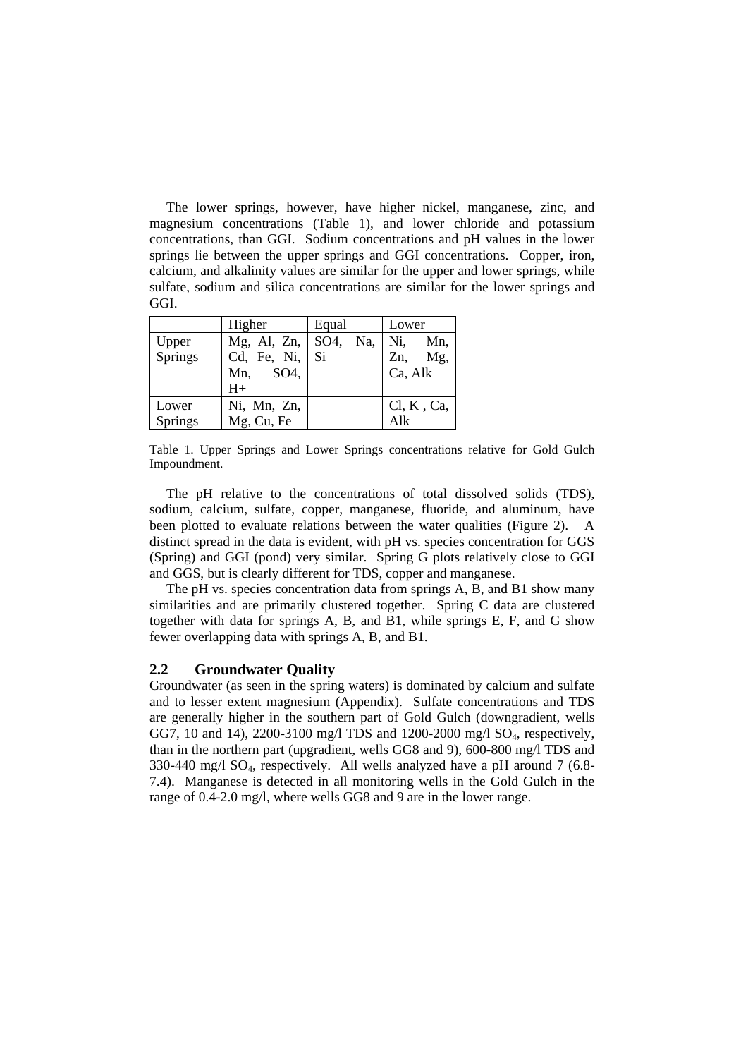The lower springs, however, have higher nickel, manganese, zinc, and magnesium concentrations (Table 1), and lower chloride and potassium concentrations, than GGI. Sodium concentrations and pH values in the lower springs lie between the upper springs and GGI concentrations. Copper, iron, calcium, and alkalinity values are similar for the upper and lower springs, while sulfate, sodium and silica concentrations are similar for the lower springs and GGI.

| | Higher | Equal | Lower |
|---|---|---|---|
| Upper Springs | Mg, Al, Zn, Cd, Fe, Ni, Mn, SO4, H+ | SO4, Na, Si | Ni, Mn, Zn, Mg, Ca, Alk |
| Lower Springs | Ni, Mn, Zn, Mg, Cu, Fe | | Cl, K , Ca, Alk |

Table 1. Upper Springs and Lower Springs concentrations relative for Gold Gulch Impoundment.

The pH relative to the concentrations of total dissolved solids (TDS), sodium, calcium, sulfate, copper, manganese, fluoride, and aluminum, have been plotted to evaluate relations between the water qualities (Figure 2). A distinct spread in the data is evident, with pH vs. species concentration for GGS (Spring) and GGI (pond) very similar. Spring G plots relatively close to GGI and GGS, but is clearly different for TDS, copper and manganese.

The pH vs. species concentration data from springs A, B, and B1 show many similarities and are primarily clustered together. Spring C data are clustered together with data for springs A, B, and B1, while springs E, F, and G show fewer overlapping data with springs A, B, and B1.

## 2.2 Groundwater Quality

Groundwater (as seen in the spring waters) is dominated by calcium and sulfate and to lesser extent magnesium (Appendix). Sulfate concentrations and TDS are generally higher in the southern part of Gold Gulch (downgradient, wells GG7, 10 and 14), 2200-3100 mg/l TDS and 1200-2000 mg/l $SO_4$, respectively, than in the northern part (upgradient, wells GG8 and 9), 600-800 mg/l TDS and 330-440 mg/l $SO_4$, respectively. All wells analyzed have a pH around 7 (6.8-7.4). Manganese is detected in all monitoring wells in the Gold Gulch in the range of 0.4-2.0 mg/l, where wells GG8 and 9 are in the lower range.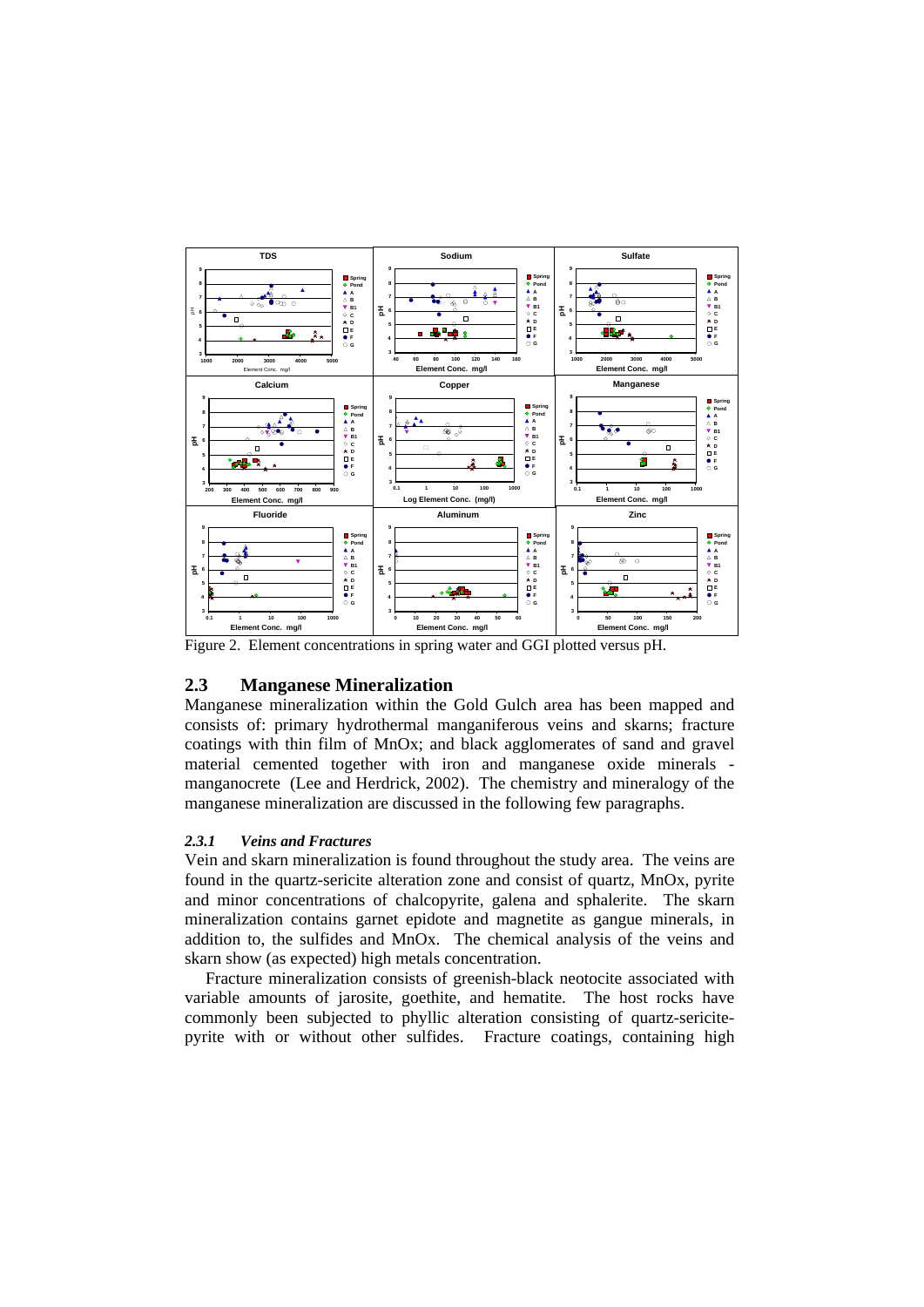Figure 2. Element concentrations in spring water and GGI plotted versus pH.

## 2.3 Manganese Mineralization

Manganese mineralization within the Gold Gulch area has been mapped and consists of: primary hydrothermal manganiferous veins and skarns; fracture coatings with thin film of MnOx; and black agglomerates of sand and gravel material cemented together with iron and manganese oxide minerals - manganocrete (Lee and Herdrick, 2002). The chemistry and mineralogy of the manganese mineralization are discussed in the following few paragraphs.

### *2.3.1 Veins and Fractures*

Vein and skarn mineralization is found throughout the study area. The veins are found in the quartz-sericite alteration zone and consist of quartz, MnOx, pyrite and minor concentrations of chalcopyrite, galena and sphalerite. The skarn mineralization contains garnet epidote and magnetite as gangue minerals, in addition to, the sulfides and MnOx. The chemical analysis of the veins and skarn show (as expected) high metals concentration.

Fracture mineralization consists of greenish-black neotocite associated with variable amounts of jarosite, goethite, and hematite. The host rocks have commonly been subjected to phyllic alteration consisting of quartz-sericite-pyrite with or without other sulfides. Fracture coatings, containing high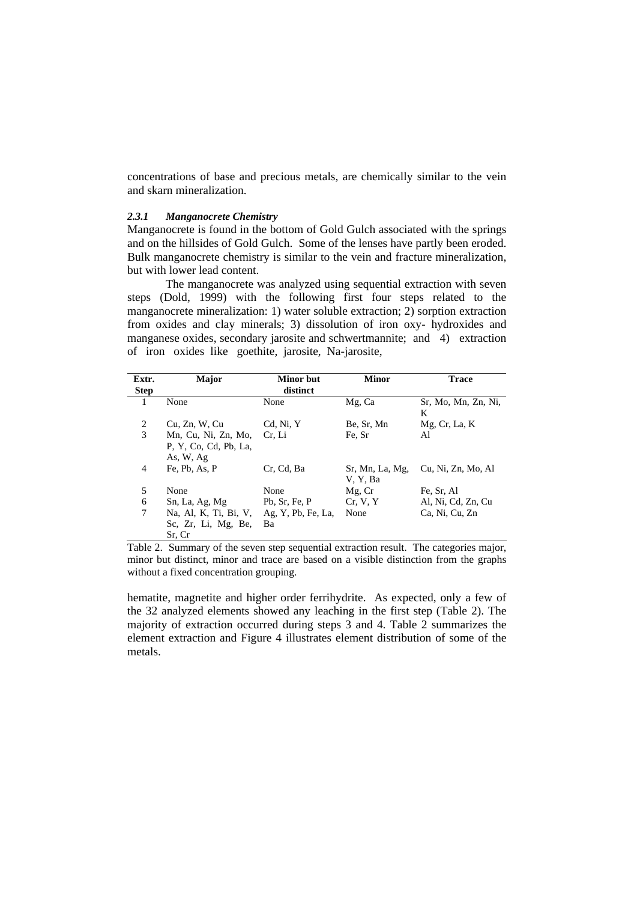concentrations of base and precious metals, are chemically similar to the vein and skarn mineralization.

### *2.3.1 Manganocrete Chemistry*

Manganocrete is found in the bottom of Gold Gulch associated with the springs and on the hillsides of Gold Gulch. Some of the lenses have partly been eroded. Bulk manganocrete chemistry is similar to the vein and fracture mineralization, but with lower lead content.

The manganocrete was analyzed using sequential extraction with seven steps (Dold, 1999) with the following first four steps related to the manganocrete mineralization: 1) water soluble extraction; 2) sorption extraction from oxides and clay minerals; 3) dissolution of iron oxy- hydroxides and manganese oxides, secondary jarosite and schwertmannite; and 4) extraction of iron oxides like goethite, jarosite, Na-jarosite,

| Extr. Step | Major | Minor but distinct | Minor | Trace |
|---|---|---|---|---|
| 1 | None | None | Mg, Ca | Sr, Mo, Mn, Zn, Ni, K |
| 2 | Cu, Zn, W, Cu | Cd, Ni, Y | Be, Sr, Mn | Mg, Cr, La, K |
| 3 | Mn, Cu, Ni, Zn, Mo, P, Y, Co, Cd, Pb, La, As, W, Ag | Cr, Li | Fe, Sr | Al |
| 4 | Fe, Pb, As, P | Cr, Cd, Ba | Sr, Mn, La, Mg, V, Y, Ba | Cu, Ni, Zn, Mo, Al |
| 5 | None | None | Mg, Cr | Fe, Sr, Al |
| 6 | Sn, La, Ag, Mg | Pb, Sr, Fe, P | Cr, V, Y | Al, Ni, Cd, Zn, Cu |
| 7 | Na, Al, K, Ti, Bi, V, Sc, Zr, Li, Mg, Be, Sr, Cr | Ag, Y, Pb, Fe, La, Ba | None | Ca, Ni, Cu, Zn |

Table 2. Summary of the seven step sequential extraction result. The categories major, minor but distinct, minor and trace are based on a visible distinction from the graphs without a fixed concentration grouping.

hematite, magnetite and higher order ferrihydrite. As expected, only a few of the 32 analyzed elements showed any leaching in the first step (Table 2). The majority of extraction occurred during steps 3 and 4. Table 2 summarizes the element extraction and Figure 4 illustrates element distribution of some of the metals.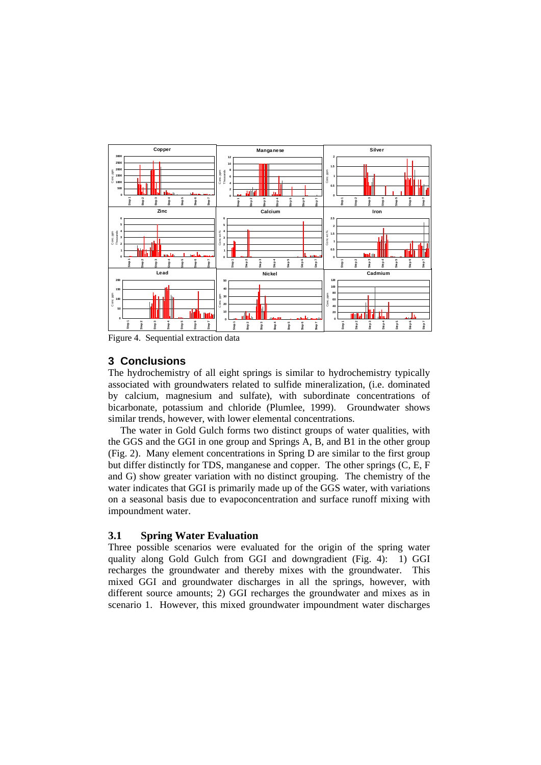Figure 4. Sequential extraction data

## 3 Conclusions

The hydrochemistry of all eight springs is similar to hydrochemistry typically associated with groundwaters related to sulfide mineralization, (i.e. dominated by calcium, magnesium and sulfate), with subordinate concentrations of bicarbonate, potassium and chloride (Plumlee, 1999). Groundwater shows similar trends, however, with lower elemental concentrations.

The water in Gold Gulch forms two distinct groups of water qualities, with the GGS and the GGI in one group and Springs A, B, and B1 in the other group (Fig. 2). Many element concentrations in Spring D are similar to the first group but differ distinctly for TDS, manganese and copper. The other springs (C, E, F and G) show greater variation with no distinct grouping. The chemistry of the water indicates that GGI is primarily made up of the GGS water, with variations on a seasonal basis due to evapoconcentration and surface runoff mixing with impoundment water.

### 3.1 Spring Water Evaluation

Three possible scenarios were evaluated for the origin of the spring water quality along Gold Gulch from GGI and downgradient (Fig. 4): 1) GGI recharges the groundwater and thereby mixes with the groundwater. This mixed GGI and groundwater discharges in all the springs, however, with different source amounts; 2) GGI recharges the groundwater and mixes as in scenario 1. However, this mixed groundwater impoundment water discharges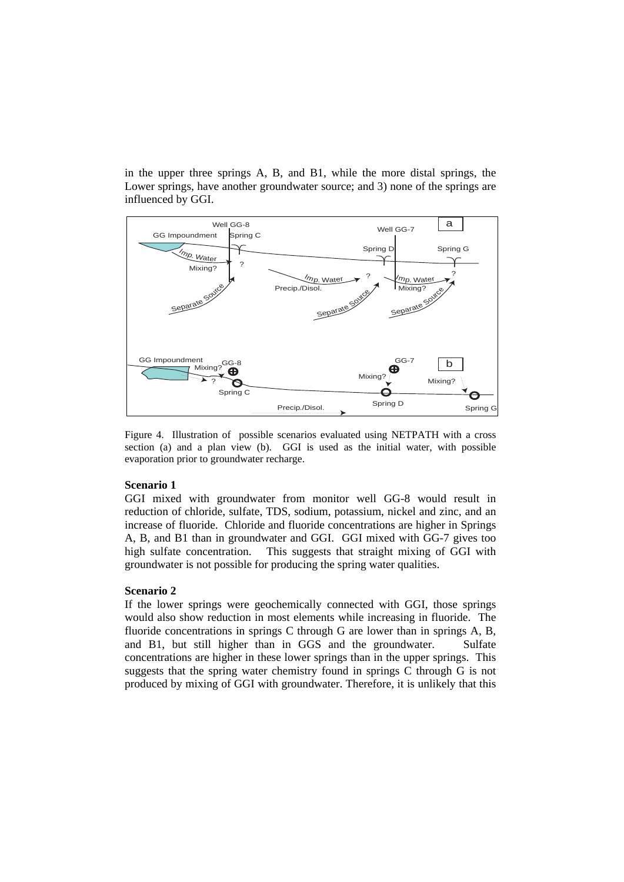in the upper three springs A, B, and B1, while the more distal springs, the Lower springs, have another groundwater source; and 3) none of the springs are influenced by GGI.

Figure 4. Illustration of possible scenarios evaluated using NETPATH with a cross section (a) and a plan view (b). GGI is used as the initial water, with possible evaporation prior to groundwater recharge.

**Scenario 1**

GGI mixed with groundwater from monitor well GG-8 would result in reduction of chloride, sulfate, TDS, sodium, potassium, nickel and zinc, and an increase of fluoride. Chloride and fluoride concentrations are higher in Springs A, B, and B1 than in groundwater and GGI. GGI mixed with GG-7 gives too high sulfate concentration. This suggests that straight mixing of GGI with groundwater is not possible for producing the spring water qualities.

**Scenario 2**

If the lower springs were geochemically connected with GGI, those springs would also show reduction in most elements while increasing in fluoride. The fluoride concentrations in springs C through G are lower than in springs A, B, and B1, but still higher than in GGS and the groundwater. Sulfate concentrations are higher in these lower springs than in the upper springs. This suggests that the spring water chemistry found in springs C through G is not produced by mixing of GGI with groundwater. Therefore, it is unlikely that this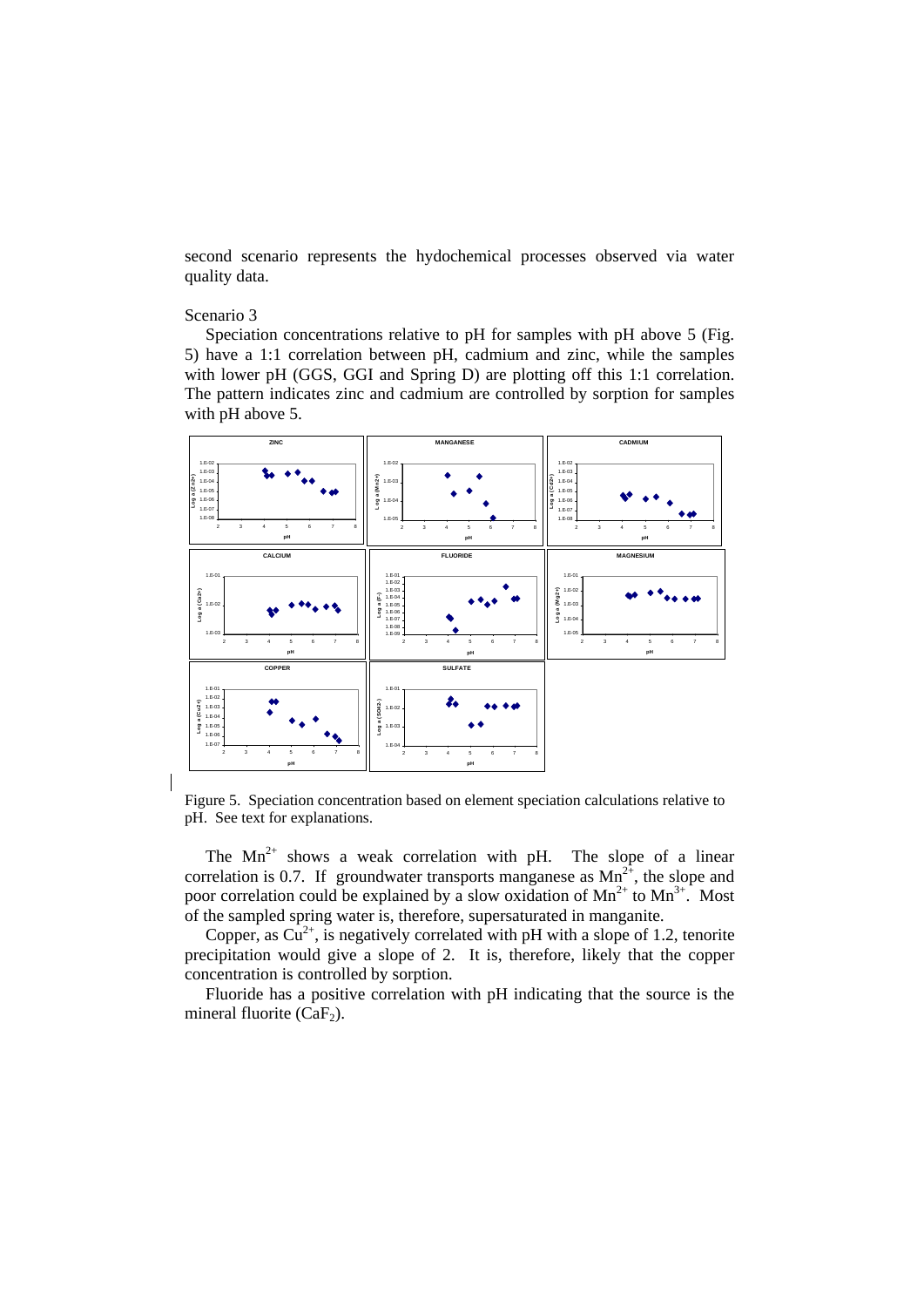second scenario represents the hydochemical processes observed via water quality data.

Scenario 3

Speciation concentrations relative to pH for samples with pH above 5 (Fig. 5) have a 1:1 correlation between pH, cadmium and zinc, while the samples with lower pH (GGS, GGI and Spring D) are plotting off this 1:1 correlation. The pattern indicates zinc and cadmium are controlled by sorption for samples with pH above 5.

Figure 5. Speciation concentration based on element speciation calculations relative to pH. See text for explanations.

The $Mn^{2+}$ shows a weak correlation with pH. The slope of a linear correlation is 0.7. If groundwater transports manganese as $Mn^{2+}$, the slope and poor correlation could be explained by a slow oxidation of $Mn^{2+}$ to $Mn^{3+}$. Most of the sampled spring water is, therefore, supersaturated in manganite.

Copper, as $Cu^{2+}$, is negatively correlated with pH with a slope of 1.2, tenorite precipitation would give a slope of 2. It is, therefore, likely that the copper concentration is controlled by sorption.

Fluoride has a positive correlation with pH indicating that the source is the mineral fluorite ($CaF_2$).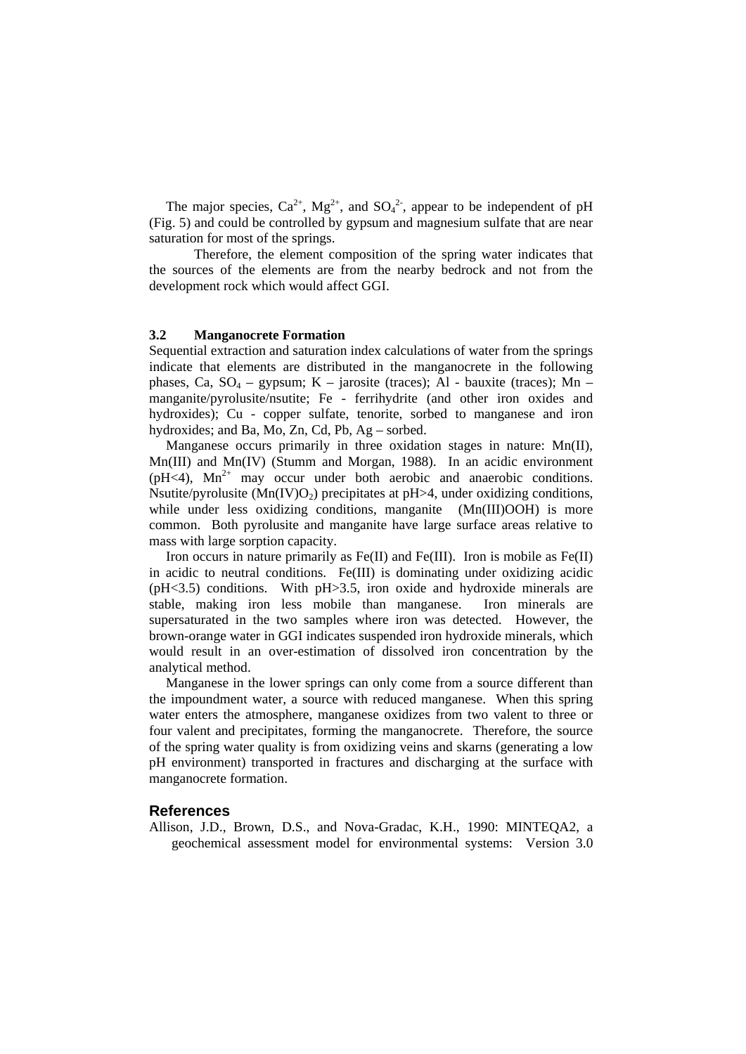The major species, $Ca^{2+}$, $Mg^{2+}$, and $SO_4^{2-}$, appear to be independent of pH (Fig. 5) and could be controlled by gypsum and magnesium sulfate that are near saturation for most of the springs.

Therefore, the element composition of the spring water indicates that the sources of the elements are from the nearby bedrock and not from the development rock which would affect GGI.

### 3.2 Manganocrete Formation

Sequential extraction and saturation index calculations of water from the springs indicate that elements are distributed in the manganocrete in the following phases, Ca, $SO_4$ – gypsum; K – jarosite (traces); Al - bauxite (traces); Mn – manganite/pyrolusite/nsutite; Fe - ferrihydrite (and other iron oxides and hydroxides); Cu - copper sulfate, tenorite, sorbed to manganese and iron hydroxides; and Ba, Mo, Zn, Cd, Pb, Ag – sorbed.

Manganese occurs primarily in three oxidation stages in nature: Mn(II), Mn(III) and Mn(IV) (Stumm and Morgan, 1988). In an acidic environment (pH<4), $Mn^{2+}$ may occur under both aerobic and anaerobic conditions. Nsutite/pyrolusite ($Mn(IV)O_2$) precipitates at pH>4, under oxidizing conditions, while under less oxidizing conditions, manganite (Mn(III)OOH) is more common. Both pyrolusite and manganite have large surface areas relative to mass with large sorption capacity.

Iron occurs in nature primarily as Fe(II) and Fe(III). Iron is mobile as Fe(II) in acidic to neutral conditions. Fe(III) is dominating under oxidizing acidic (pH<3.5) conditions. With pH>3.5, iron oxide and hydroxide minerals are stable, making iron less mobile than manganese. Iron minerals are supersaturated in the two samples where iron was detected. However, the brown-orange water in GGI indicates suspended iron hydroxide minerals, which would result in an over-estimation of dissolved iron concentration by the analytical method.

Manganese in the lower springs can only come from a source different than the impoundment water, a source with reduced manganese. When this spring water enters the atmosphere, manganese oxidizes from two valent to three or four valent and precipitates, forming the manganocrete. Therefore, the source of the spring water quality is from oxidizing veins and skarns (generating a low pH environment) transported in fractures and discharging at the surface with manganocrete formation.

## References

Allison, J.D., Brown, D.S., and Nova-Gradac, K.H., 1990: MINTEQA2, a geochemical assessment model for environmental systems: Version 3.0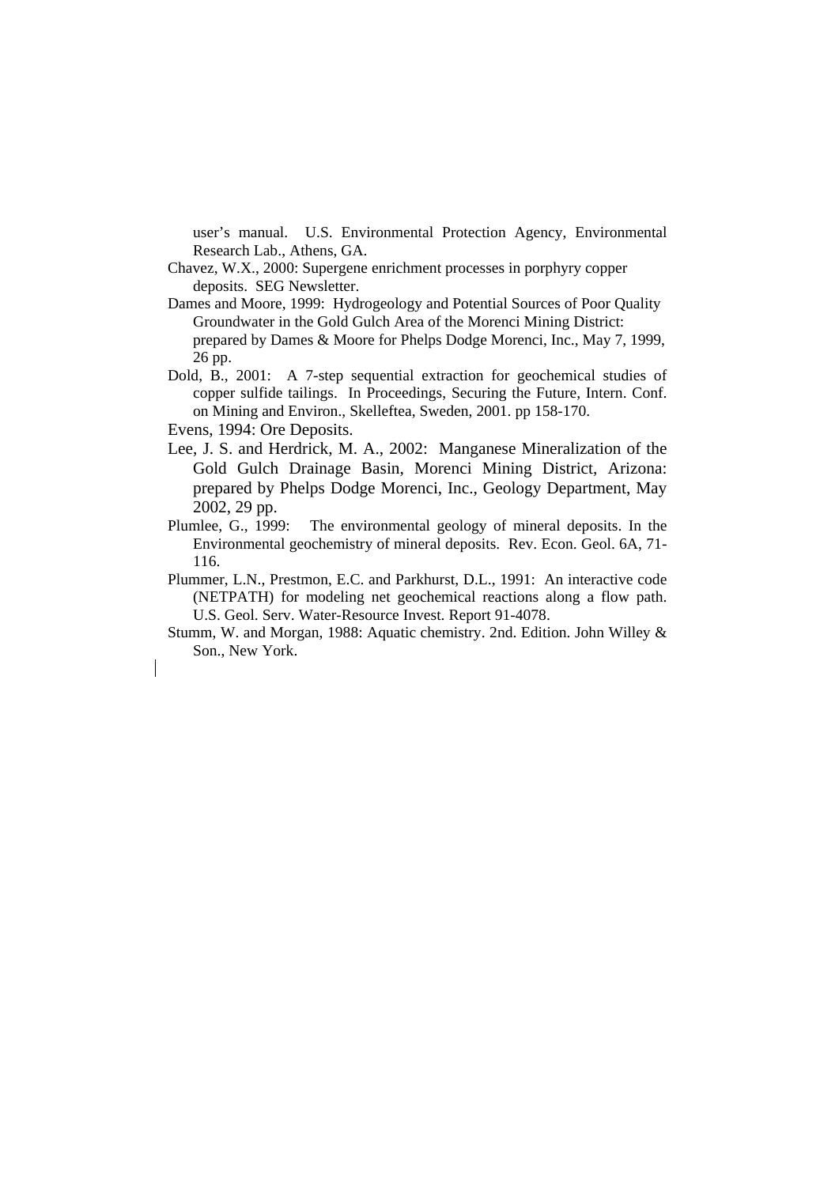user's manual. U.S. Environmental Protection Agency, Environmental Research Lab., Athens, GA.

Chavez, W.X., 2000: Supergene enrichment processes in porphyry copper deposits. SEG Newsletter.

Dames and Moore, 1999: Hydrogeology and Potential Sources of Poor Quality Groundwater in the Gold Gulch Area of the Morenci Mining District: prepared by Dames & Moore for Phelps Dodge Morenci, Inc., May 7, 1999, 26 pp.

Dold, B., 2001: A 7-step sequential extraction for geochemical studies of copper sulfide tailings. In Proceedings, Securing the Future, Intern. Conf. on Mining and Environ., Skelleftea, Sweden, 2001. pp 158-170.

Evens, 1994: Ore Deposits.

Lee, J. S. and Herdrick, M. A., 2002: Manganese Mineralization of the Gold Gulch Drainage Basin, Morenci Mining District, Arizona: prepared by Phelps Dodge Morenci, Inc., Geology Department, May 2002, 29 pp.

Plumlee, G., 1999: The environmental geology of mineral deposits. In the Environmental geochemistry of mineral deposits. Rev. Econ. Geol. 6A, 71-116.

Plummer, L.N., Prestmon, E.C. and Parkhurst, D.L., 1991: An interactive code (NETPATH) for modeling net geochemical reactions along a flow path. U.S. Geol. Serv. Water-Resource Invest. Report 91-4078.

Stumm, W. and Morgan, 1988: Aquatic chemistry. 2nd. Edition. John Willey & Son., New York.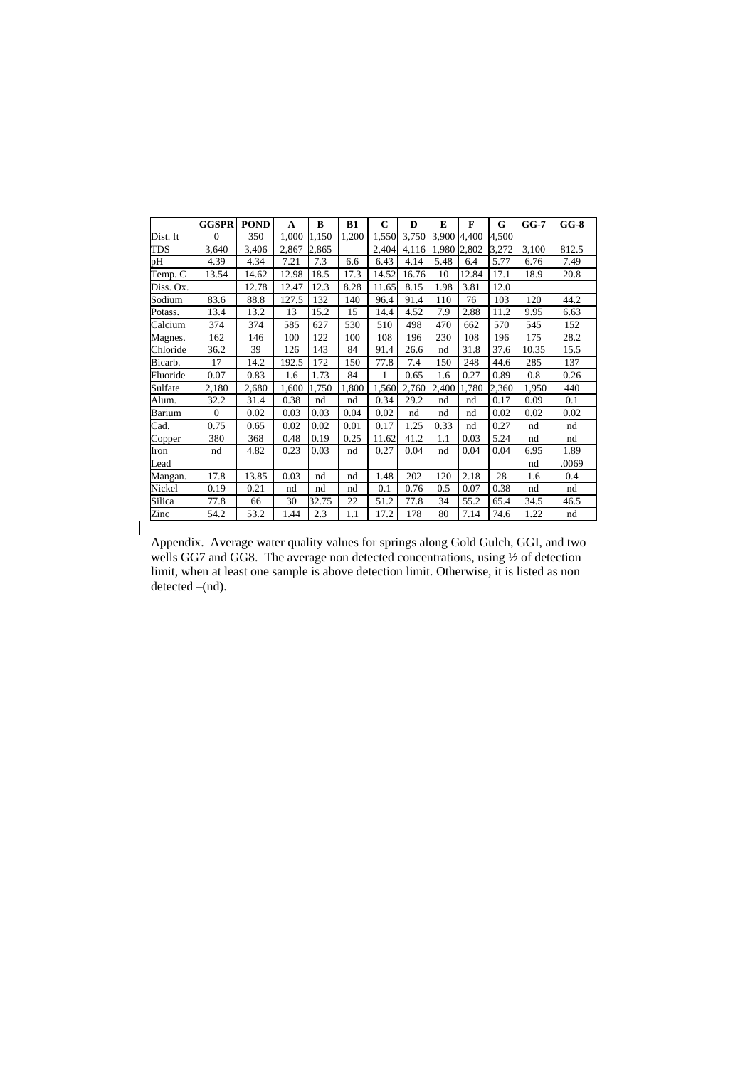| | GGSPR | POND | A | B | B1 | C | D | E | F | G | GG-7 | GG-8 |
|---|---|---|---|---|---|---|---|---|---|---|---|---|
| Dist. ft | 0 | 350 | 1,000 | 1,150 | 1,200 | 1,550 | 3,750 | 3,900 | 4,400 | 4,500 | | |
| TDS | 3,640 | 3,406 | 2,867 | 2,865 | | 2,404 | 4,116 | 1,980 | 2,802 | 3,272 | 3,100 | 812.5 |
| pH | 4.39 | 4.34 | 7.21 | 7.3 | 6.6 | 6.43 | 4.14 | 5.48 | 6.4 | 5.77 | 6.76 | 7.49 |
| Temp. C | 13.54 | 14.62 | 12.98 | 18.5 | 17.3 | 14.52 | 16.76 | 10 | 12.84 | 17.1 | 18.9 | 20.8 |
| Diss. Ox. | | 12.78 | 12.47 | 12.3 | 8.28 | 11.65 | 8.15 | 1.98 | 3.81 | 12.0 | | |
| Sodium | 83.6 | 88.8 | 127.5 | 132 | 140 | 96.4 | 91.4 | 110 | 76 | 103 | 120 | 44.2 |
| Potass. | 13.4 | 13.2 | 13 | 15.2 | 15 | 14.4 | 4.52 | 7.9 | 2.88 | 11.2 | 9.95 | 6.63 |
| Calcium | 374 | 374 | 585 | 627 | 530 | 510 | 498 | 470 | 662 | 570 | 545 | 152 |
| Magnes. | 162 | 146 | 100 | 122 | 100 | 108 | 196 | 230 | 108 | 196 | 175 | 28.2 |
| Chloride | 36.2 | 39 | 126 | 143 | 84 | 91.4 | 26.6 | nd | 31.8 | 37.6 | 10.35 | 15.5 |
| Bicarb. | 17 | 14.2 | 192.5 | 172 | 150 | 77.8 | 7.4 | 150 | 248 | 44.6 | 285 | 137 |
| Fluoride | 0.07 | 0.83 | 1.6 | 1.73 | 84 | 1 | 0.65 | 1.6 | 0.27 | 0.89 | 0.8 | 0.26 |
| Sulfate | 2,180 | 2,680 | 1,600 | 1,750 | 1,800 | 1,560 | 2,760 | 2,400 | 1,780 | 2,360 | 1,950 | 440 |
| Alum. | 32.2 | 31.4 | 0.38 | nd | nd | 0.34 | 29.2 | nd | nd | 0.17 | 0.09 | 0.1 |
| Barium | 0 | 0.02 | 0.03 | 0.03 | 0.04 | 0.02 | nd | nd | nd | 0.02 | 0.02 | 0.02 |
| Cad. | 0.75 | 0.65 | 0.02 | 0.02 | 0.01 | 0.17 | 1.25 | 0.33 | nd | 0.27 | nd | nd |
| Copper | 380 | 368 | 0.48 | 0.19 | 0.25 | 11.62 | 41.2 | 1.1 | 0.03 | 5.24 | nd | nd |
| Iron | nd | 4.82 | 0.23 | 0.03 | nd | 0.27 | 0.04 | nd | 0.04 | 0.04 | 6.95 | 1.89 |
| Lead | | | | | | | | | | | nd | .0069 |
| Mangan. | 17.8 | 13.85 | 0.03 | nd | nd | 1.48 | 202 | 120 | 2.18 | 28 | 1.6 | 0.4 |
| Nickel | 0.19 | 0.21 | nd | nd | nd | 0.1 | 0.76 | 0.5 | 0.07 | 0.38 | nd | nd |
| Silica | 77.8 | 66 | 30 | 32.75 | 22 | 51.2 | 77.8 | 34 | 55.2 | 65.4 | 34.5 | 46.5 |
| Zinc | 54.2 | 53.2 | 1.44 | 2.3 | 1.1 | 17.2 | 178 | 80 | 7.14 | 74.6 | 1.22 | nd |

Appendix. Average water quality values for springs along Gold Gulch, GGI, and two wells GG7 and GG8. The average non detected concentrations, using ½ of detection limit, when at least one sample is above detection limit. Otherwise, it is listed as non detected –(nd).